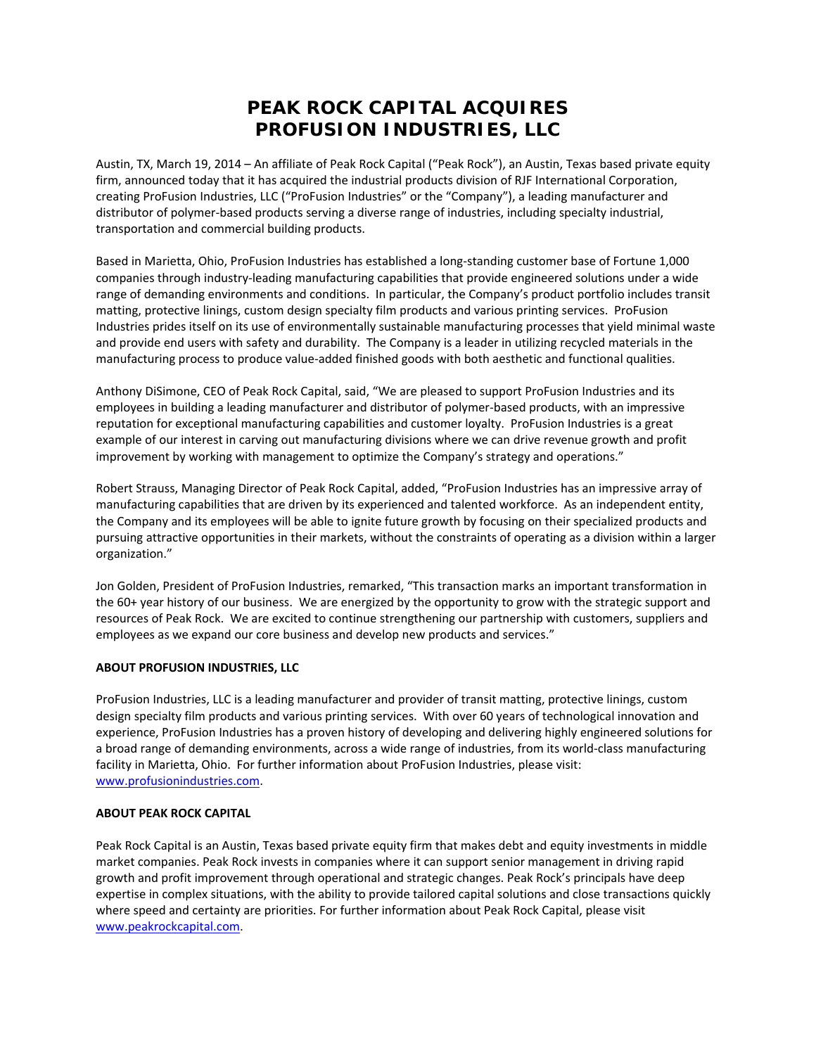# PEAK ROCK CAPITAL ACQUIRES PROFUSION INDUSTRIES, LLC

Austin, TX, March 19, 2014 – An affiliate of Peak Rock Capital ("Peak Rock"), an Austin, Texas based private equity firm, announced today that it has acquired the industrial products division of RJF International Corporation, creating ProFusion Industries, LLC ("ProFusion Industries" or the "Company"), a leading manufacturer and distributor of polymer-based products serving a diverse range of industries, including specialty industrial, transportation and commercial building products.

Based in Marietta, Ohio, ProFusion Industries has established a long-standing customer base of Fortune 1,000 companies through industry-leading manufacturing capabilities that provide engineered solutions under a wide range of demanding environments and conditions. In particular, the Company's product portfolio includes transit matting, protective linings, custom design specialty film products and various printing services. ProFusion Industries prides itself on its use of environmentally sustainable manufacturing processes that yield minimal waste and provide end users with safety and durability. The Company is a leader in utilizing recycled materials in the manufacturing process to produce value-added finished goods with both aesthetic and functional qualities.

Anthony DiSimone, CEO of Peak Rock Capital, said, "We are pleased to support ProFusion Industries and its employees in building a leading manufacturer and distributor of polymer-based products, with an impressive reputation for exceptional manufacturing capabilities and customer loyalty. ProFusion Industries is a great example of our interest in carving out manufacturing divisions where we can drive revenue growth and profit improvement by working with management to optimize the Company's strategy and operations."

Robert Strauss, Managing Director of Peak Rock Capital, added, "ProFusion Industries has an impressive array of manufacturing capabilities that are driven by its experienced and talented workforce. As an independent entity, the Company and its employees will be able to ignite future growth by focusing on their specialized products and pursuing attractive opportunities in their markets, without the constraints of operating as a division within a larger organization."

Jon Golden, President of ProFusion Industries, remarked, "This transaction marks an important transformation in the 60+ year history of our business. We are energized by the opportunity to grow with the strategic support and resources of Peak Rock. We are excited to continue strengthening our partnership with customers, suppliers and employees as we expand our core business and develop new products and services."

**ABOUT PROFUSION INDUSTRIES, LLC**

ProFusion Industries, LLC is a leading manufacturer and provider of transit matting, protective linings, custom design specialty film products and various printing services. With over 60 years of technological innovation and experience, ProFusion Industries has a proven history of developing and delivering highly engineered solutions for a broad range of demanding environments, across a wide range of industries, from its world-class manufacturing facility in Marietta, Ohio. For further information about ProFusion Industries, please visit: www.profusionindustries.com.

**ABOUT PEAK ROCK CAPITAL**

Peak Rock Capital is an Austin, Texas based private equity firm that makes debt and equity investments in middle market companies. Peak Rock invests in companies where it can support senior management in driving rapid growth and profit improvement through operational and strategic changes. Peak Rock's principals have deep expertise in complex situations, with the ability to provide tailored capital solutions and close transactions quickly where speed and certainty are priorities. For further information about Peak Rock Capital, please visit www.peakrockcapital.com.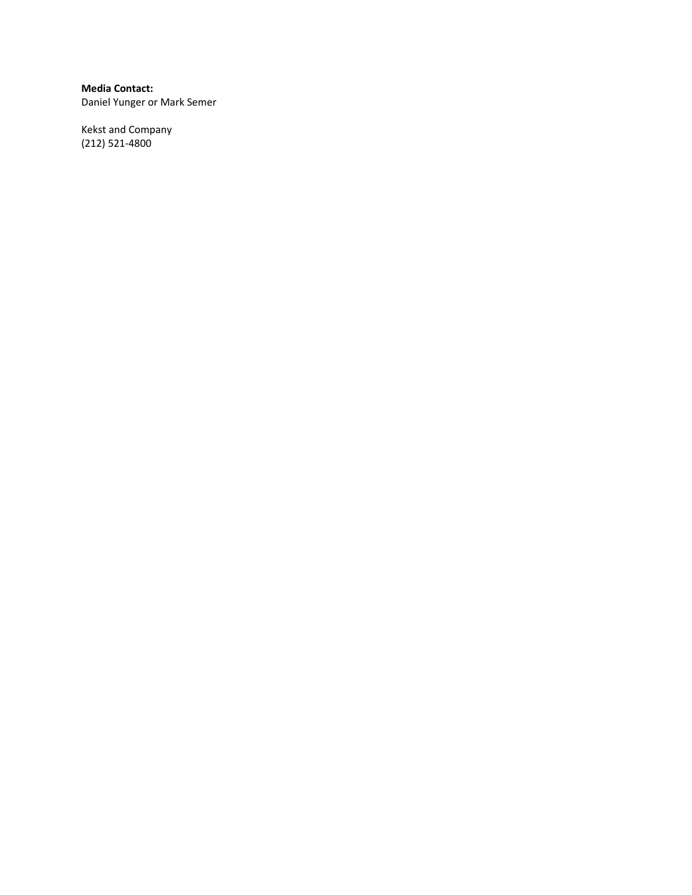**Media Contact:**
Daniel Yunger or Mark Semer

Kekst and Company
(212) 521-4800